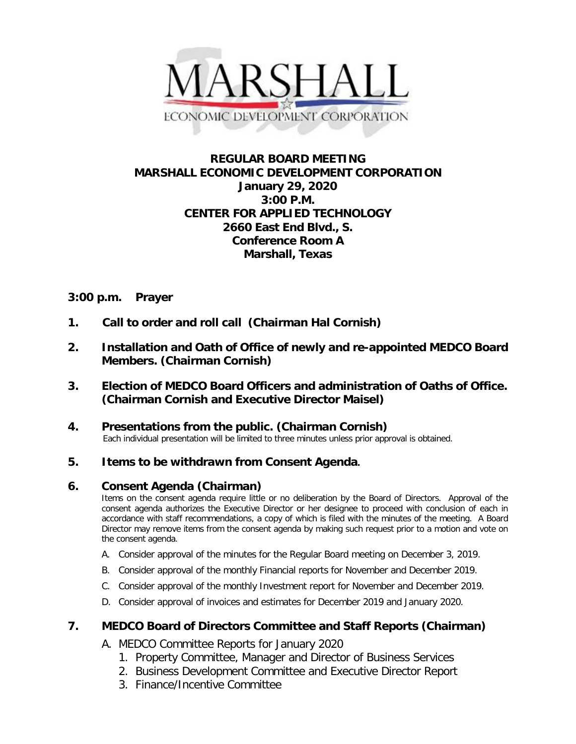MARSHALL

ECONOMIC DEVELOPMENT CORPORATION

**REGULAR BOARD MEETING**
**MARSHALL ECONOMIC DEVELOPMENT CORPORATION**
**January 29, 2020**
**3:00 P.M.**
**CENTER FOR APPLIED TECHNOLOGY**
**2660 East End Blvd., S.**
**Conference Room A**
**Marshall, Texas**

**3:00 p.m. Prayer**

**1. Call to order and roll call (Chairman Hal Cornish)**

**2. Installation and Oath of Office of newly and re-appointed MEDCO Board Members. (Chairman Cornish)**

**3. Election of MEDCO Board Officers and administration of Oaths of Office. (Chairman Cornish and Executive Director Maisel)**

**4. Presentations from the public. (Chairman Cornish)**

Each individual presentation will be limited to three minutes unless prior approval is obtained.

**5. *Items to be withdrawn from Consent Agenda*.**

**6. Consent Agenda (Chairman)**

Items on the consent agenda require little or no deliberation by the Board of Directors. Approval of the consent agenda authorizes the Executive Director or her designee to proceed with conclusion of each in accordance with staff recommendations, a copy of which is filed with the minutes of the meeting. A Board Director may remove items from the consent agenda by making such request prior to a motion and vote on the consent agenda.

A. Consider approval of the minutes for the Regular Board meeting on December 3, 2019.

B. Consider approval of the monthly Financial reports for November and December 2019.

C. Consider approval of the monthly Investment report for November and December 2019.

D. Consider approval of invoices and estimates for December 2019 and January 2020.

**7. MEDCO Board of Directors Committee and Staff Reports (Chairman)**

A. MEDCO Committee Reports for January 2020
   1. Property Committee, Manager and Director of Business Services
   2. Business Development Committee and Executive Director Report
   3. Finance/Incentive Committee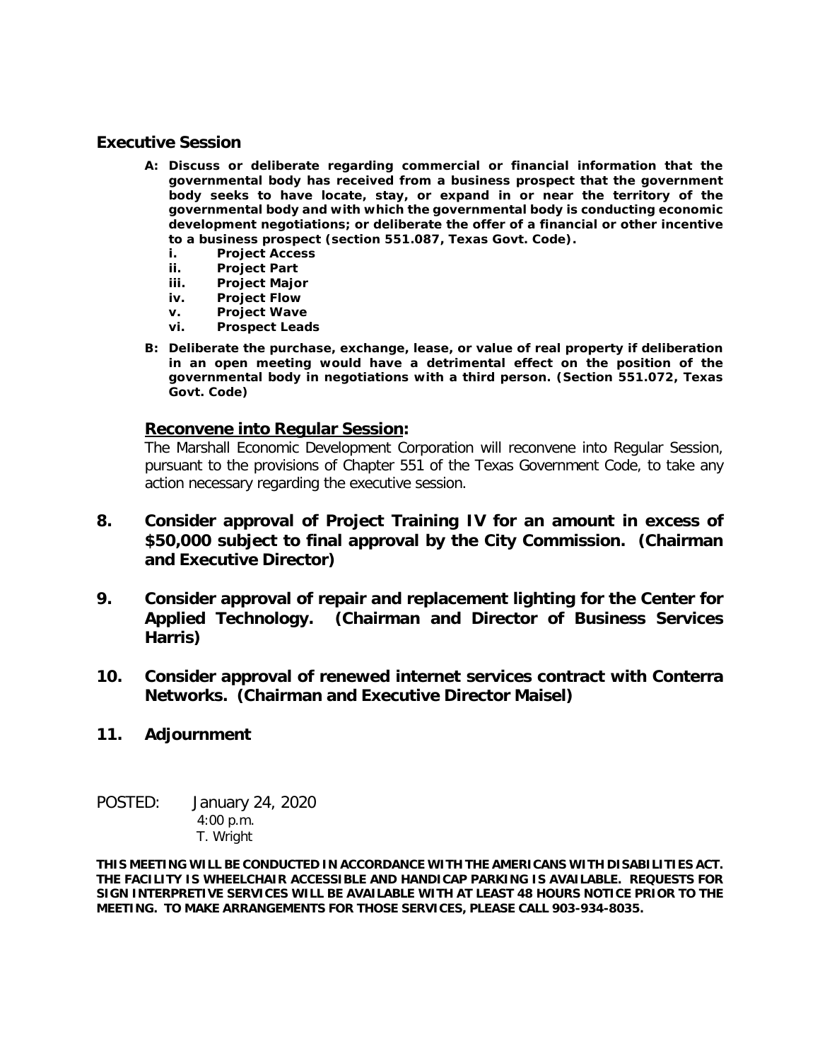## Executive Session

**A: Discuss or deliberate regarding commercial or financial information that the governmental body has received from a business prospect that the government body seeks to have locate, stay, or expand in or near the territory of the governmental body and with which the governmental body is conducting economic development negotiations; or deliberate the offer of a financial or other incentive to a business prospect (section 551.087, Texas Govt. Code).**

- **i. Project Access**
- **ii. Project Part**
- **iii. Project Major**
- **iv. Project Flow**
- **v. Project Wave**
- **vi. Prospect Leads**

**B: Deliberate the purchase, exchange, lease, or value of real property if deliberation in an open meeting would have a detrimental effect on the position of the governmental body in negotiations with a third person. (Section 551.072, Texas Govt. Code)**

**<u>Reconvene into Regular Session</u>:**

The Marshall Economic Development Corporation will reconvene into Regular Session, pursuant to the provisions of Chapter 551 of the Texas Government Code, to take any action necessary regarding the executive session.

**8. Consider approval of Project Training IV for an amount in excess of $50,000 subject to final approval by the City Commission. (Chairman and Executive Director)**

**9. Consider approval of repair and replacement lighting for the Center for Applied Technology. (Chairman and Director of Business Services Harris)**

**10. Consider approval of renewed internet services contract with Conterra Networks. (Chairman and Executive Director Maisel)**

**11. Adjournment**

POSTED: January 24, 2020
4:00 p.m.
T. Wright

**THIS MEETING WILL BE CONDUCTED IN ACCORDANCE WITH THE AMERICANS WITH DISABILITIES ACT. THE FACILITY IS WHEELCHAIR ACCESSIBLE AND HANDICAP PARKING IS AVAILABLE. REQUESTS FOR SIGN INTERPRETIVE SERVICES WILL BE AVAILABLE WITH AT LEAST 48 HOURS NOTICE PRIOR TO THE MEETING. TO MAKE ARRANGEMENTS FOR THOSE SERVICES, PLEASE CALL 903-934-8035.**